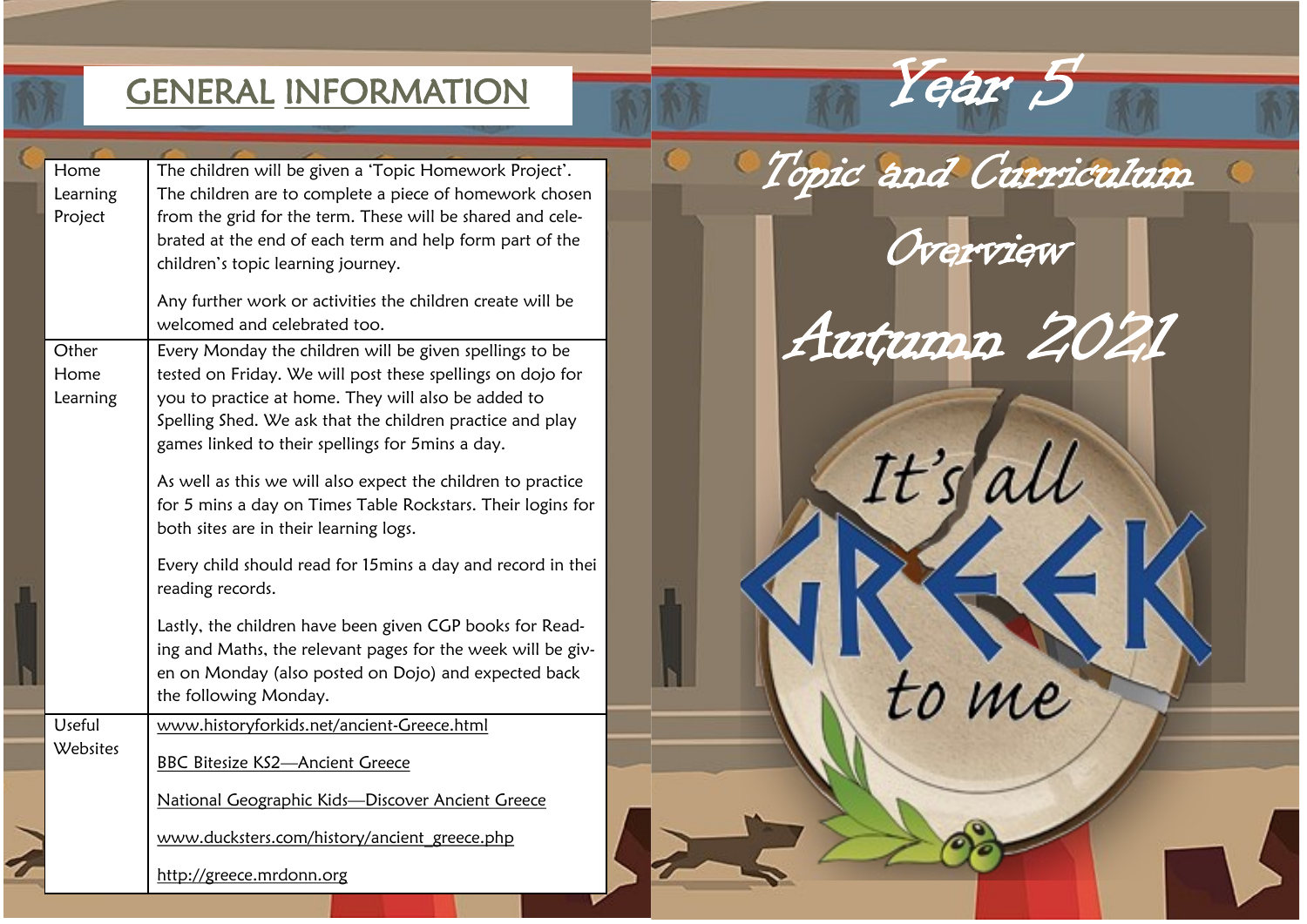# GENERAL INFORMATION

| | |
|---|---|
| Home Learning Project | The children will be given a 'Topic Homework Project'. The children are to complete a piece of homework chosen from the grid for the term. These will be shared and celebrated at the end of each term and help form part of the children's topic learning journey.<br><br>Any further work or activities the children create will be welcomed and celebrated too. |
| Other Home Learning | Every Monday the children will be given spellings to be tested on Friday. We will post these spellings on dojo for you to practice at home. They will also be added to Spelling Shed. We ask that the children practice and play games linked to their spellings for 5mins a day.<br><br>As well as this we will also expect the children to practice for 5 mins a day on Times Table Rockstars. Their logins for both sites are in their learning logs.<br><br>Every child should read for 15mins a day and record in thei reading records.<br><br>Lastly, the children have been given CGP books for Reading and Maths, the relevant pages for the week will be given on Monday (also posted on Dojo) and expected back the following Monday. |
| Useful Websites | www.historyforkids.net/ancient-Greece.html<br><br>BBC Bitesize KS2—Ancient Greece<br><br>National Geographic Kids—Discover Ancient Greece<br><br>www.ducksters.com/history/ancient_greece.php<br><br>http://greece.mrdonn.org |

# Year 5

## Topic and Curriculum Overview

## Autumn 2021

It's all GREEK to me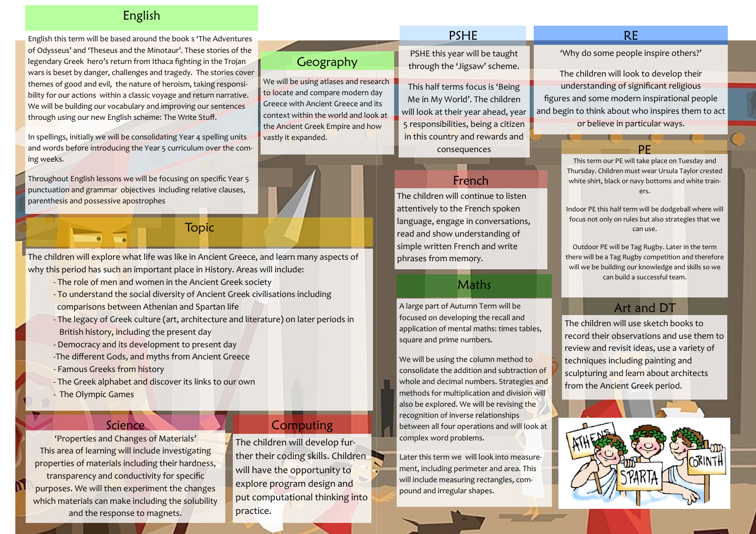## English

English this term will be based around the book s 'The Adventures of Odysseus' and 'Theseus and the Minotaur'. These stories of the legendary Greek hero's return from Ithaca fighting in the Trojan wars is beset by danger, challenges and tragedy. The stories cover themes of good and evil, the nature of heroism, taking responsibility for our actions within a classic voyage and return narrative. We will be building our vocabulary and improving our sentences through using our new English scheme: The Write Stuff.

In spellings, initially we will be consolidating Year 4 spelling units and words before introducing the Year 5 curriculum over the coming weeks.

Throughout English lessons we will be focusing on specific Year 5 punctuation and grammar objectives including relative clauses, parenthesis and possessive apostrophes

## Geography

We will be using atlases and research to locate and compare modern day Greece with Ancient Greece and its context within the world and look at the Ancient Greek Empire and how vastly it expanded.

## Topic

The children will explore what life was like in Ancient Greece, and learn many aspects of why this period has such an important place in History. Areas will include:

- The role of men and women in the Ancient Greek society
- To understand the social diversity of Ancient Greek civilisations including comparisons between Athenian and Spartan life
- The legacy of Greek culture (art, architecture and literature) on later periods in British history, including the present day
- Democracy and its development to present day
- The different Gods, and myths from Ancient Greece
- Famous Greeks from history
- The Greek alphabet and discover its links to our own
- The Olympic Games

## Science

'Properties and Changes of Materials'

This area of learning will include investigating properties of materials including their hardness, transparency and conductivity for specific purposes. We will then experiment the changes which materials can make including the solubility and the response to magnets.

## Computing

The children will develop further their coding skills. Children will have the opportunity to explore program design and put computational thinking into practice.

## PSHE

PSHE this year will be taught through the 'Jigsaw' scheme.

This half terms focus is 'Being Me in My World'. The children will look at their year ahead, year 5 responsibilities, being a citizen in this country and rewards and consequences

## RE

'Why do some people inspire others?'

The children will look to develop their understanding of significant religious figures and some modern inspirational people and begin to think about who inspires them to act or believe in particular ways.

## French

The children will continue to listen attentively to the French spoken language, engage in conversations, read and show understanding of simple written French and write phrases from memory.

## Maths

A large part of Autumn Term will be focused on developing the recall and application of mental maths: times tables, square and prime numbers.

We will be using the column method to consolidate the addition and subtraction of whole and decimal numbers. Strategies and methods for multiplication and division will also be explored. We will be revising the recognition of inverse relationships between all four operations and will look at complex word problems.

Later this term we will look into measurement, including perimeter and area. This will include measuring rectangles, compound and irregular shapes.

## PE

This term our PE will take place on Tuesday and Thursday. Children must wear Ursula Taylor crested white shirt, black or navy bottoms and white trainers.

Indoor PE this half term will be dodgeball where will focus not only on rules but also strategies that we can use.

Outdoor PE will be Tag Rugby. Later in the term there will be a Tag Rugby competition and therefore will we be building our knowledge and skills so we can build a successful team.

## Art and DT

The children will use sketch books to record their observations and use them to review and revisit ideas, use a variety of techniques including painting and sculpturing and learn about architects from the Ancient Greek period.